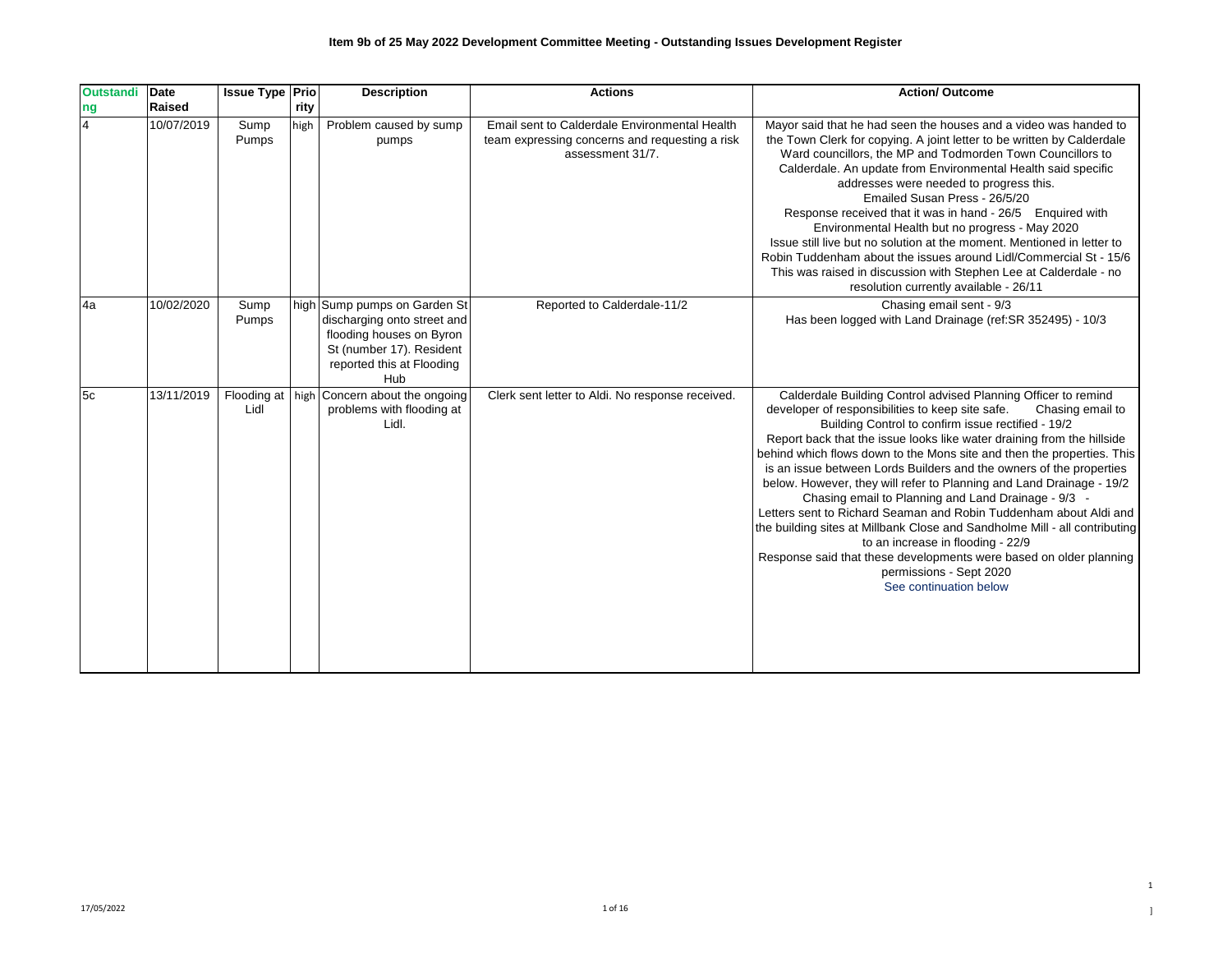# Item 9b of 25 May 2022 Development Committee Meeting - Outstanding Issues Development Register

| Outstanding | Date Raised | Issue Type | Priority | Description | Actions | Action/ Outcome |
|---|---|---|---|---|---|---|
| 4 | 10/07/2019 | Sump Pumps | high | Problem caused by sump pumps | Email sent to Calderdale Environmental Health team expressing concerns and requesting a risk assessment 31/7. | Mayor said that he had seen the houses and a video was handed to the Town Clerk for copying. A joint letter to be written by Calderdale Ward councillors, the MP and Todmorden Town Councillors to Calderdale. An update from Environmental Health said specific addresses were needed to progress this. Emailed Susan Press - 26/5/20 Response received that it was in hand - 26/5 Enquired with Environmental Health but no progress - May 2020 Issue still live but no solution at the moment. Mentioned in letter to Robin Tuddenham about the issues around Lidl/Commercial St - 15/6 This was raised in discussion with Stephen Lee at Calderdale - no resolution currently available - 26/11 |
| 4a | 10/02/2020 | Sump Pumps | high | Sump pumps on Garden St discharging onto street and flooding houses on Byron St (number 17). Resident reported this at Flooding Hub | Reported to Calderdale-11/2 | Chasing email sent - 9/3 Has been logged with Land Drainage (ref:SR 352495) - 10/3 |
| 5c | 13/11/2019 | Flooding at Lidl | high | Concern about the ongoing problems with flooding at Lidl. | Clerk sent letter to Aldi. No response received. | Calderdale Building Control advised Planning Officer to remind developer of responsibilities to keep site safe. Chasing email to Building Control to confirm issue rectified - 19/2 Report back that the issue looks like water draining from the hillside behind which flows down to the Mons site and then the properties. This is an issue between Lords Builders and the owners of the properties below. However, they will refer to Planning and Land Drainage - 19/2 Chasing email to Planning and Land Drainage - 9/3 - Letters sent to Richard Seaman and Robin Tuddenham about Aldi and the building sites at Millbank Close and Sandholme Mill - all contributing to an increase in flooding - 22/9 Response said that these developments were based on older planning permissions - Sept 2020 See continuation below |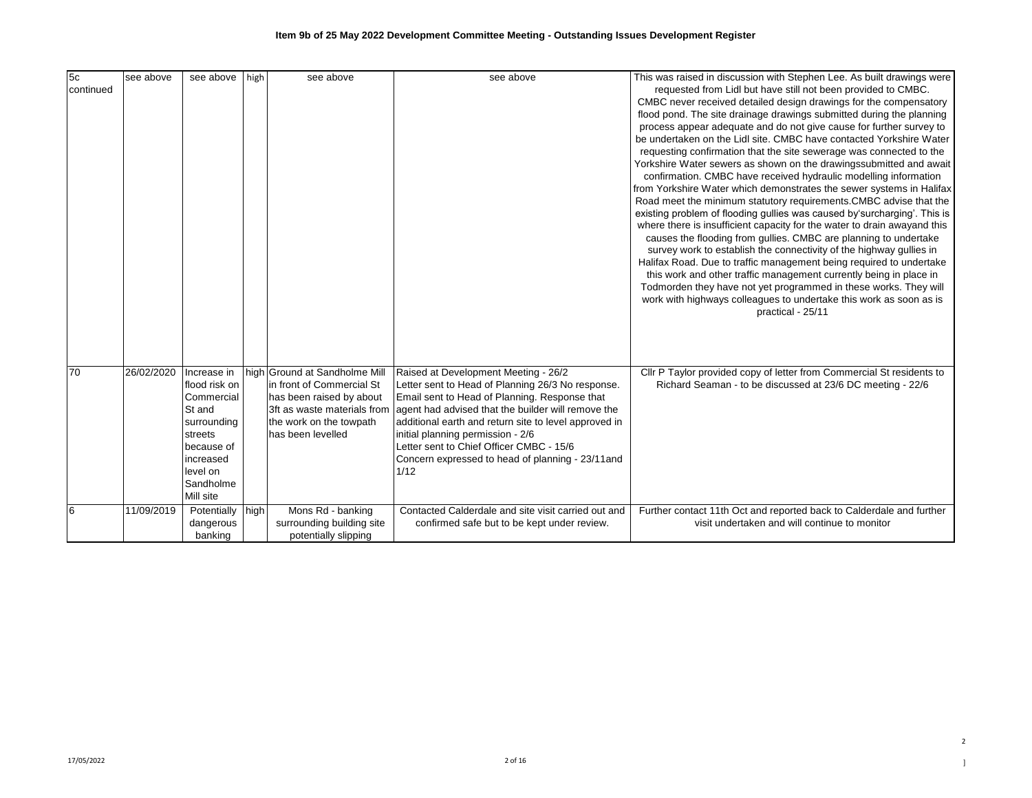# Item 9b of 25 May 2022 Development Committee Meeting - Outstanding Issues Development Register

| | | | | | | |
|---|---|---|---|---|---|---|
| 5c continued | see above | see above | high | see above | see above | This was raised in discussion with Stephen Lee. As built drawings were requested from Lidl but have still not been provided to CMBC. CMBC never received detailed design drawings for the compensatory flood pond. The site drainage drawings submitted during the planning process appear adequate and do not give cause for further survey to be undertaken on the Lidl site. CMBC have contacted Yorkshire Water requesting confirmation that the site sewerage was connected to the Yorkshire Water sewers as shown on the drawingssubmitted and await confirmation. CMBC have received hydraulic modelling information from Yorkshire Water which demonstrates the sewer systems in Halifax Road meet the minimum statutory requirements.CMBC advise that the existing problem of flooding gullies was caused by'surcharging'. This is where there is insufficient capacity for the water to drain awayand this causes the flooding from gullies. CMBC are planning to undertake survey work to establish the connectivity of the highway gullies in Halifax Road. Due to traffic management being required to undertake this work and other traffic management currently being in place in Todmorden they have not yet programmed in these works. They will work with highways colleagues to undertake this work as soon as is practical - 25/11 |
| 70 | 26/02/2020 | Increase in flood risk on Commercial St and surrounding streets because of increased level on Sandholme Mill site | high | Ground at Sandholme Mill in front of Commercial St has been raised by about 3ft as waste materials from the work on the towpath has been levelled | Raised at Development Meeting - 26/2<br>Letter sent to Head of Planning 26/3 No response. Email sent to Head of Planning. Response that agent had advised that the builder will remove the additional earth and return site to level approved in initial planning permission - 2/6<br>Letter sent to Chief Officer CMBC - 15/6<br>Concern expressed to head of planning - 23/11and 1/12 | Cllr P Taylor provided copy of letter from Commercial St residents to Richard Seaman - to be discussed at 23/6 DC meeting - 22/6 |
| 6 | 11/09/2019 | Potentially dangerous banking | high | Mons Rd - banking surrounding building site potentially slipping | Contacted Calderdale and site visit carried out and confirmed safe but to be kept under review. | Further contact 11th Oct and reported back to Calderdale and further visit undertaken and will continue to monitor |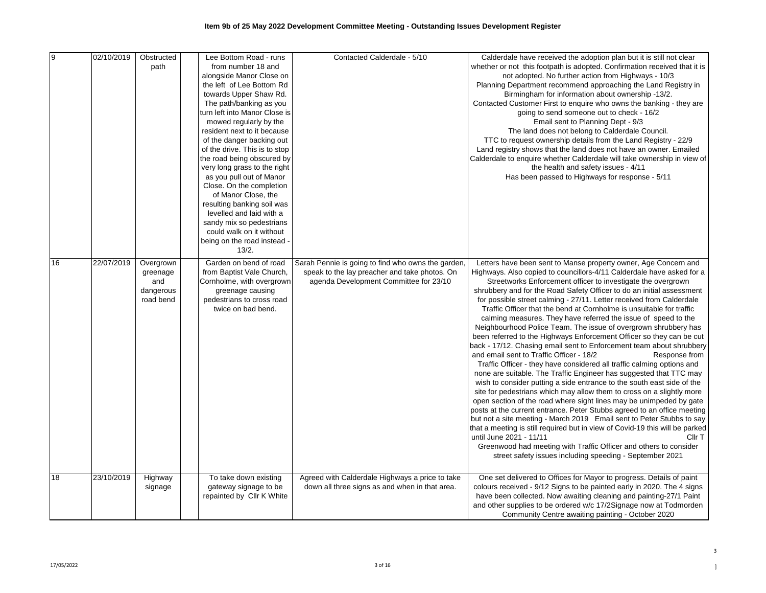**Item 9b of 25 May 2022 Development Committee Meeting - Outstanding Issues Development Register**

| | | | | | | |
|---|---|---|---|---|---|---|
| 9 | 02/10/2019 | Obstructed path | | Lee Bottom Road - runs from number 18 and alongside Manor Close on the left of Lee Bottom Rd towards Upper Shaw Rd. The path/banking as you turn left into Manor Close is mowed regularly by the resident next to it because of the danger backing out of the drive. This is to stop the road being obscured by very long grass to the right as you pull out of Manor Close. On the completion of Manor Close, the resulting banking soil was levelled and laid with a sandy mix so pedestrians could walk on it without being on the road instead - 13/2. | Contacted Calderdale - 5/10 | Calderdale have received the adoption plan but it is still not clear whether or not this footpath is adopted. Confirmation received that it is not adopted. No further action from Highways - 10/3 Planning Department recommend approaching the Land Registry in Birmingham for information about ownership -13/2. Contacted Customer First to enquire who owns the banking - they are going to send someone out to check - 16/2 Email sent to Planning Dept - 9/3 The land does not belong to Calderdale Council. TTC to request ownership details from the Land Registry - 22/9 Land registry shows that the land does not have an owner. Emailed Calderdale to enquire whether Calderdale will take ownership in view of the health and safety issues - 4/11 Has been passed to Highways for response - 5/11 |
| 16 | 22/07/2019 | Overgrown greenage and dangerous road bend | | Garden on bend of road from Baptist Vale Church, Cornholme, with overgrown greenage causing pedestrians to cross road twice on bad bend. | Sarah Pennie is going to find who owns the garden, speak to the lay preacher and take photos. On agenda Development Committee for 23/10 | Letters have been sent to Manse property owner, Age Concern and Highways. Also copied to councillors-4/11 Calderdale have asked for a Streetworks Enforcement officer to investigate the overgrown shrubbery and for the Road Safety Officer to do an initial assessment for possible street calming - 27/11. Letter received from Calderdale Traffic Officer that the bend at Cornholme is unsuitable for traffic calming measures. They have referred the issue of speed to the Neighbourhood Police Team. The issue of overgrown shrubbery has been referred to the Highways Enforcement Officer so they can be cut back - 17/12. Chasing email sent to Enforcement team about shrubbery and email sent to Traffic Officer - 18/2 Response from Traffic Officer - they have considered all traffic calming options and none are suitable. The Traffic Engineer has suggested that TTC may wish to consider putting a side entrance to the south east side of the site for pedestrians which may allow them to cross on a slightly more open section of the road where sight lines may be unimpeded by gate posts at the current entrance. Peter Stubbs agreed to an office meeting but not a site meeting - March 2019 Email sent to Peter Stubbs to say that a meeting is still required but in view of Covid-19 this will be parked until June 2021 - 11/11 Cllr T Greenwood had meeting with Traffic Officer and others to consider street safety issues including speeding - September 2021 |
| 18 | 23/10/2019 | Highway signage | | To take down existing gateway signage to be repainted by Cllr K White | Agreed with Calderdale Highways a price to take down all three signs as and when in that area. | One set delivered to Offices for Mayor to progress. Details of paint colours received - 9/12 Signs to be painted early in 2020. The 4 signs have been collected. Now awaiting cleaning and painting-27/1 Paint and other supplies to be ordered w/c 17/2Signage now at Todmorden Community Centre awaiting painting - October 2020 |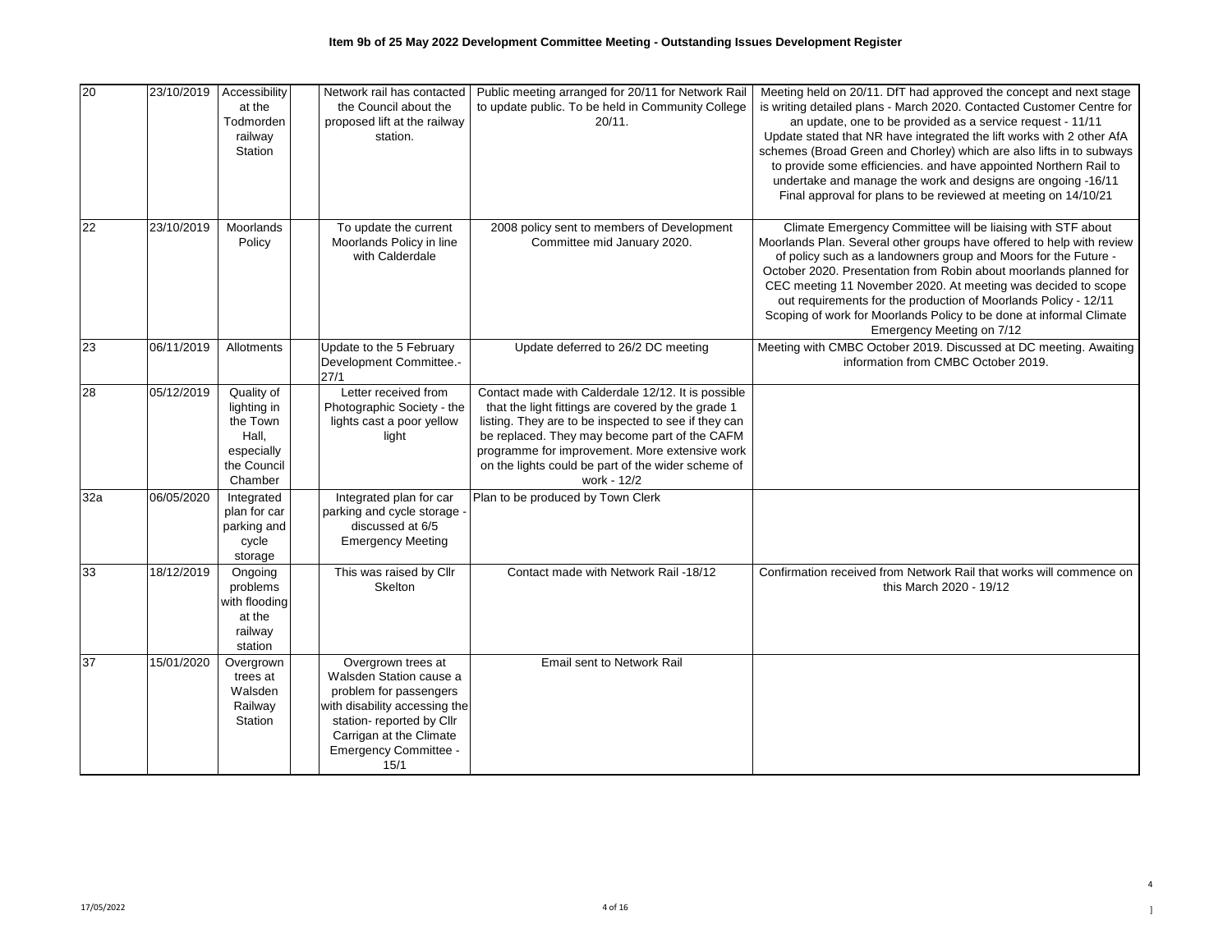**Item 9b of 25 May 2022 Development Committee Meeting - Outstanding Issues Development Register**

| | | | | | | |
|---|---|---|---|---|---|---|
| 20 | 23/10/2019 | Accessibility at the Todmorden railway Station | | Network rail has contacted the Council about the proposed lift at the railway station. | Public meeting arranged for 20/11 for Network Rail to update public. To be held in Community College 20/11. | Meeting held on 20/11. DfT had approved the concept and next stage is writing detailed plans - March 2020. Contacted Customer Centre for an update, one to be provided as a service request - 11/11 Update stated that NR have integrated the lift works with 2 other AfA schemes (Broad Green and Chorley) which are also lifts in to subways to provide some efficiencies. and have appointed Northern Rail to undertake and manage the work and designs are ongoing -16/11 Final approval for plans to be reviewed at meeting on 14/10/21 |
| 22 | 23/10/2019 | Moorlands Policy | | To update the current Moorlands Policy in line with Calderdale | 2008 policy sent to members of Development Committee mid January 2020. | Climate Emergency Committee will be liaising with STF about Moorlands Plan. Several other groups have offered to help with review of policy such as a landowners group and Moors for the Future - October 2020. Presentation from Robin about moorlands planned for CEC meeting 11 November 2020. At meeting was decided to scope out requirements for the production of Moorlands Policy - 12/11 Scoping of work for Moorlands Policy to be done at informal Climate Emergency Meeting on 7/12 |
| 23 | 06/11/2019 | Allotments | | Update to the 5 February Development Committee.- 27/1 | Update deferred to 26/2 DC meeting | Meeting with CMBC October 2019. Discussed at DC meeting. Awaiting information from CMBC October 2019. |
| 28 | 05/12/2019 | Quality of lighting in the Town Hall, especially the Council Chamber | | Letter received from Photographic Society - the lights cast a poor yellow light | Contact made with Calderdale 12/12. It is possible that the light fittings are covered by the grade 1 listing. They are to be inspected to see if they can be replaced. They may become part of the CAFM programme for improvement. More extensive work on the lights could be part of the wider scheme of work - 12/2 | |
| 32a | 06/05/2020 | Integrated plan for car parking and cycle storage | | Integrated plan for car parking and cycle storage - discussed at 6/5 Emergency Meeting | Plan to be produced by Town Clerk | |
| 33 | 18/12/2019 | Ongoing problems with flooding at the railway station | | This was raised by Cllr Skelton | Contact made with Network Rail -18/12 | Confirmation received from Network Rail that works will commence on this March 2020 - 19/12 |
| 37 | 15/01/2020 | Overgrown trees at Walsden Railway Station | | Overgrown trees at Walsden Station cause a problem for passengers with disability accessing the station- reported by Cllr Carrigan at the Climate Emergency Committee - 15/1 | Email sent to Network Rail | |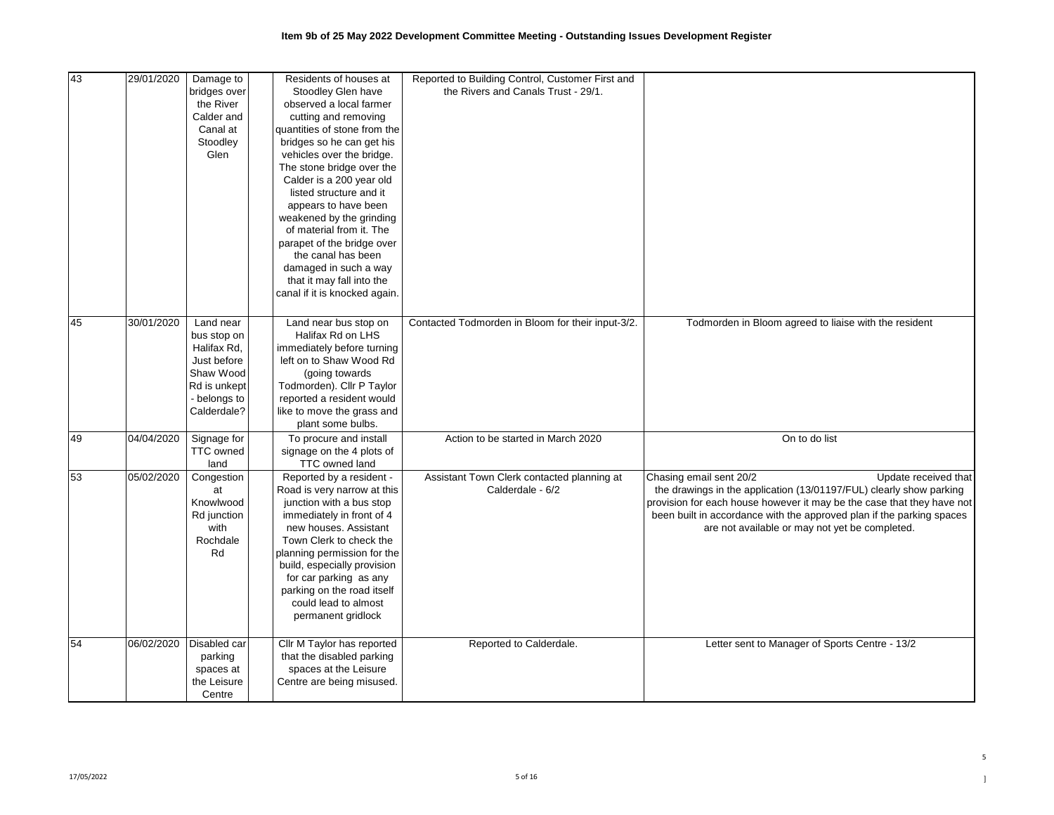**Item 9b of 25 May 2022 Development Committee Meeting - Outstanding Issues Development Register**

| | | | | | | |
|---|---|---|---|---|---|---|
| 43 | 29/01/2020 | Damage to bridges over the River Calder and Canal at Stoodley Glen | | Residents of houses at Stoodley Glen have observed a local farmer cutting and removing quantities of stone from the bridges so he can get his vehicles over the bridge. The stone bridge over the Calder is a 200 year old listed structure and it appears to have been weakened by the grinding of material from it. The parapet of the bridge over the canal has been damaged in such a way that it may fall into the canal if it is knocked again. | Reported to Building Control, Customer First and the Rivers and Canals Trust - 29/1. | |
| 45 | 30/01/2020 | Land near bus stop on Halifax Rd, Just before Shaw Wood Rd is unkept - belongs to Calderdale? | | Land near bus stop on Halifax Rd on LHS immediately before turning left on to Shaw Wood Rd (going towards Todmorden). Cllr P Taylor reported a resident would like to move the grass and plant some bulbs. | Contacted Todmorden in Bloom for their input-3/2. | Todmorden in Bloom agreed to liaise with the resident |
| 49 | 04/04/2020 | Signage for TTC owned land | | To procure and install signage on the 4 plots of TTC owned land | Action to be started in March 2020 | On to do list |
| 53 | 05/02/2020 | Congestion at Knowlwood Rd junction with Rochdale Rd | | Reported by a resident - Road is very narrow at this junction with a bus stop immediately in front of 4 new houses. Assistant Town Clerk to check the planning permission for the build, especially provision for car parking as any parking on the road itself could lead to almost permanent gridlock | Assistant Town Clerk contacted planning at Calderdale - 6/2 | Chasing email sent 20/2 Update received that the drawings in the application (13/01197/FUL) clearly show parking provision for each house however it may be the case that they have not been built in accordance with the approved plan if the parking spaces are not available or may not yet be completed. |
| 54 | 06/02/2020 | Disabled car parking spaces at the Leisure Centre | | Cllr M Taylor has reported that the disabled parking spaces at the Leisure Centre are being misused. | Reported to Calderdale. | Letter sent to Manager of Sports Centre - 13/2 |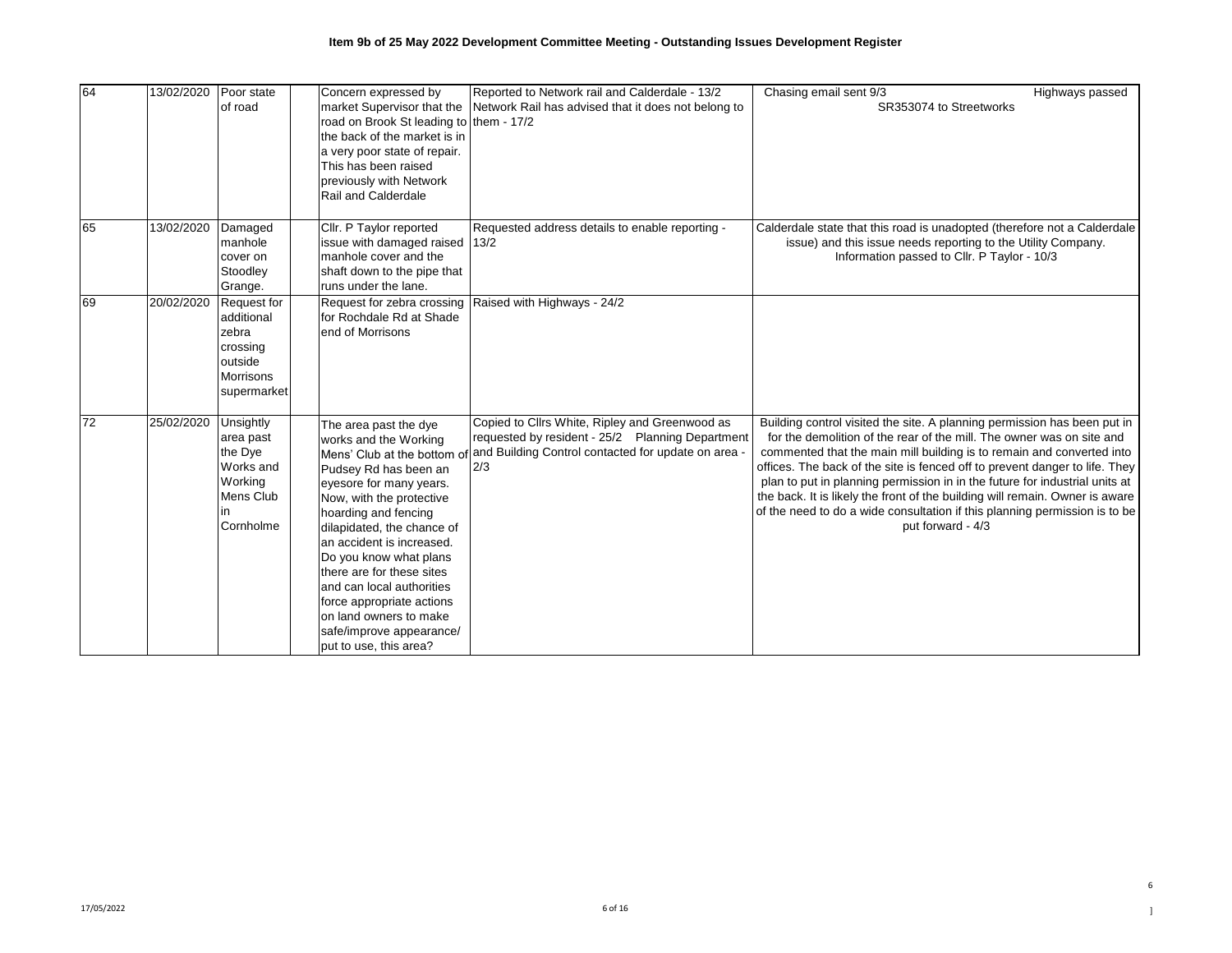# Item 9b of 25 May 2022 Development Committee Meeting - Outstanding Issues Development Register

| | | | | | | |
|---|---|---|---|---|---|---|
| 64 | 13/02/2020 | Poor state of road | | Concern expressed by market Supervisor that the road on Brook St leading to the back of the market is in a very poor state of repair. This has been raised previously with Network Rail and Calderdale | Reported to Network rail and Calderdale - 13/2 Network Rail has advised that it does not belong to them - 17/2 | Chasing email sent 9/3 Highways passed SR353074 to Streetworks |
| 65 | 13/02/2020 | Damaged manhole cover on Stoodley Grange. | | Cllr. P Taylor reported issue with damaged raised manhole cover and the shaft down to the pipe that runs under the lane. | Requested address details to enable reporting - 13/2 | Calderdale state that this road is unadopted (therefore not a Calderdale issue) and this issue needs reporting to the Utility Company. Information passed to Cllr. P Taylor - 10/3 |
| 69 | 20/02/2020 | Request for additional zebra crossing outside Morrisons supermarket | | Request for zebra crossing for Rochdale Rd at Shade end of Morrisons | Raised with Highways - 24/2 | |
| 72 | 25/02/2020 | Unsightly area past the Dye Works and Working Mens Club in Cornholme | | The area past the dye works and the Working Mens' Club at the bottom of Pudsey Rd has been an eyesore for many years. Now, with the protective hoarding and fencing dilapidated, the chance of an accident is increased. Do you know what plans there are for these sites and can local authorities force appropriate actions on land owners to make safe/improve appearance/ put to use, this area? | Copied to Cllrs White, Ripley and Greenwood as requested by resident - 25/2 Planning Department and Building Control contacted for update on area - 2/3 | Building control visited the site. A planning permission has been put in for the demolition of the rear of the mill. The owner was on site and commented that the main mill building is to remain and converted into offices. The back of the site is fenced off to prevent danger to life. They plan to put in planning permission in in the future for industrial units at the back. It is likely the front of the building will remain. Owner is aware of the need to do a wide consultation if this planning permission is to be put forward - 4/3 |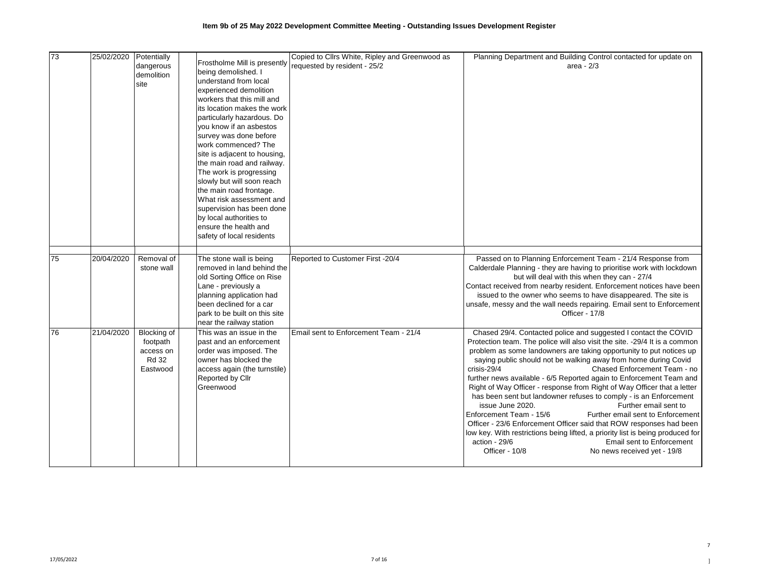**Item 9b of 25 May 2022 Development Committee Meeting - Outstanding Issues Development Register**

| | | | | | | |
|---|---|---|---|---|---|---|
| 73 | 25/02/2020 | Potentially dangerous demolition site | | Frostholme Mill is presently being demolished. I understand from local experienced demolition workers that this mill and its location makes the work particularly hazardous. Do you know if an asbestos survey was done before work commenced? The site is adjacent to housing, the main road and railway. The work is progressing slowly but will soon reach the main road frontage. What risk assessment and supervision has been done by local authorities to ensure the health and safety of local residents | Copied to Cllrs White, Ripley and Greenwood as requested by resident - 25/2 | Planning Department and Building Control contacted for update on area - 2/3 |
| | | | | | | |
| 75 | 20/04/2020 | Removal of stone wall | | The stone wall is being removed in land behind the old Sorting Office on Rise Lane - previously a planning application had been declined for a car park to be built on this site near the railway station | Reported to Customer First -20/4 | Passed on to Planning Enforcement Team - 21/4 Response from Calderdale Planning - they are having to prioritise work with lockdown but will deal with this when they can - 27/4 Contact received from nearby resident. Enforcement notices have been issued to the owner who seems to have disappeared. The site is unsafe, messy and the wall needs repairing. Email sent to Enforcement Officer - 17/8 |
| 76 | 21/04/2020 | Blocking of footpath access on Rd 32 Eastwood | | This was an issue in the past and an enforcement order was imposed. The owner has blocked the access again (the turnstile) Reported by Cllr Greenwood | Email sent to Enforcement Team - 21/4 | Chased 29/4. Contacted police and suggested I contact the COVID Protection team. The police will also visit the site. -29/4 It is a common problem as some landowners are taking opportunity to put notices up saying public should not be walking away from home during Covid crisis-29/4 Chased Enforcement Team - no further news available - 6/5 Reported again to Enforcement Team and Right of Way Officer - response from Right of Way Officer that a letter has been sent but landowner refuses to comply - is an Enforcement issue June 2020. Further email sent to Enforcement Team - 15/6 Further email sent to Enforcement Officer - 23/6 Enforcement Officer said that ROW responses had been low key. With restrictions being lifted, a priority list is being produced for action - 29/6 Email sent to Enforcement Officer - 10/8 No news received yet - 19/8 |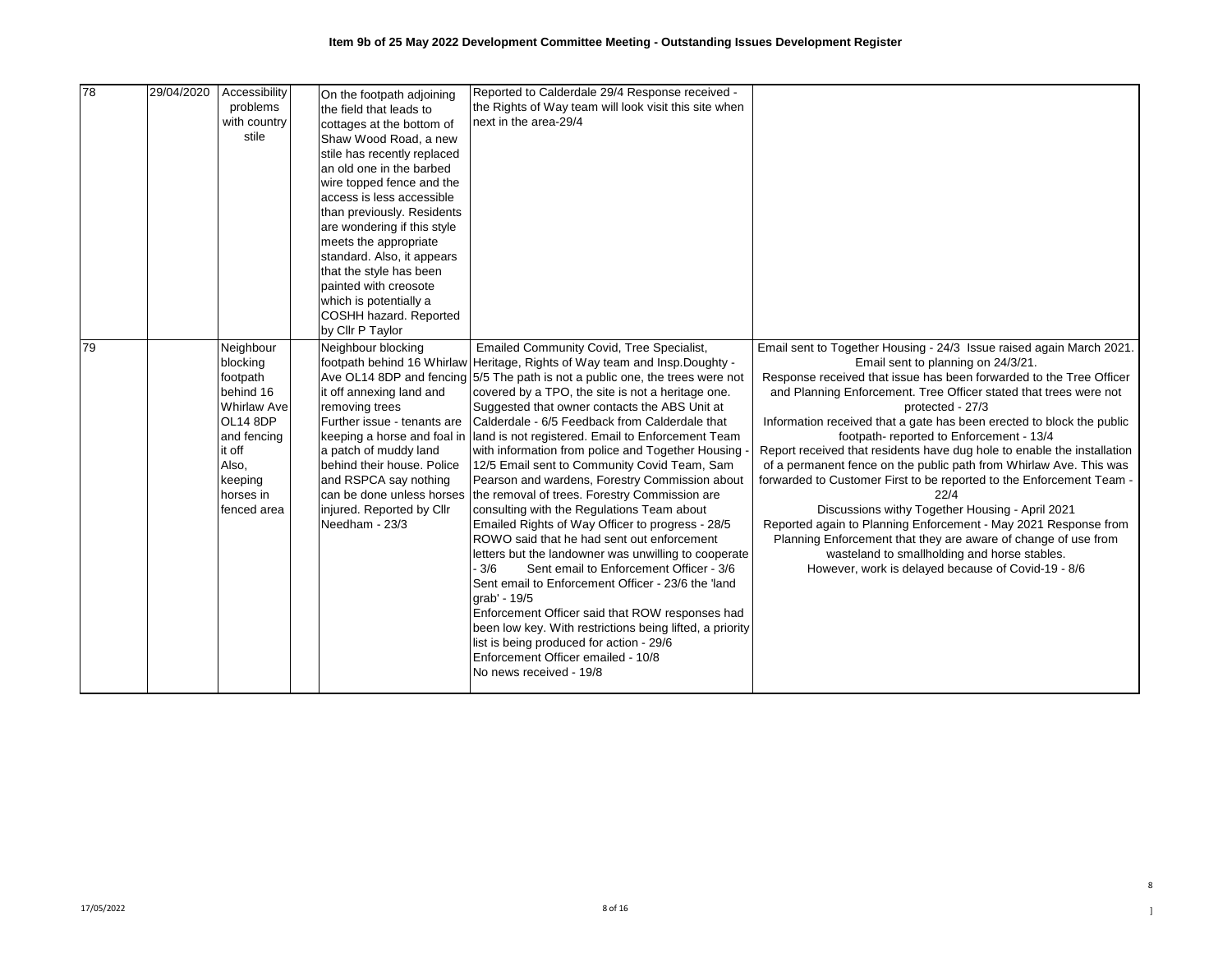# Item 9b of 25 May 2022 Development Committee Meeting - Outstanding Issues Development Register

| | | | | | | |
|---|---|---|---|---|---|---|
| 78 | 29/04/2020 | Accessibility problems with country stile | | On the footpath adjoining the field that leads to cottages at the bottom of Shaw Wood Road, a new stile has recently replaced an old one in the barbed wire topped fence and the access is less accessible than previously. Residents are wondering if this style meets the appropriate standard. Also, it appears that the style has been painted with creosote which is potentially a COSHH hazard. Reported by Cllr P Taylor | Reported to Calderdale 29/4 Response received - the Rights of Way team will look visit this site when next in the area-29/4 | |
| 79 | | Neighbour blocking footpath behind 16 Whirlaw Ave OL14 8DP and fencing it off Also, keeping horses in fenced area | | Neighbour blocking footpath behind 16 Whirlaw Ave OL14 8DP and fencing it off annexing land and removing trees Further issue - tenants are keeping a horse and foal in a patch of muddy land behind their house. Police and RSPCA say nothing can be done unless horses injured. Reported by Cllr Needham - 23/3 | Emailed Community Covid, Tree Specialist, Heritage, Rights of Way team and Insp.Doughty - 5/5 The path is not a public one, the trees were not covered by a TPO, the site is not a heritage one. Suggested that owner contacts the ABS Unit at Calderdale - 6/5 Feedback from Calderdale that land is not registered. Email to Enforcement Team with information from police and Together Housing - 12/5 Email sent to Community Covid Team, Sam Pearson and wardens, Forestry Commission about the removal of trees. Forestry Commission are consulting with the Regulations Team about Emailed Rights of Way Officer to progress - 28/5 ROWO said that he had sent out enforcement letters but the landowner was unwilling to cooperate - 3/6 Sent email to Enforcement Officer - 3/6 Sent email to Enforcement Officer - 23/6 the 'land grab' - 19/5 Enforcement Officer said that ROW responses had been low key. With restrictions being lifted, a priority list is being produced for action - 29/6 Enforcement Officer emailed - 10/8 No news received - 19/8 | Email sent to Together Housing - 24/3 Issue raised again March 2021. Email sent to planning on 24/3/21. Response received that issue has been forwarded to the Tree Officer and Planning Enforcement. Tree Officer stated that trees were not protected - 27/3 Information received that a gate has been erected to block the public footpath- reported to Enforcement - 13/4 Report received that residents have dug hole to enable the installation of a permanent fence on the public path from Whirlaw Ave. This was forwarded to Customer First to be reported to the Enforcement Team - 22/4 Discussions withy Together Housing - April 2021 Reported again to Planning Enforcement - May 2021 Response from Planning Enforcement that they are aware of change of use from wasteland to smallholding and horse stables. However, work is delayed because of Covid-19 - 8/6 |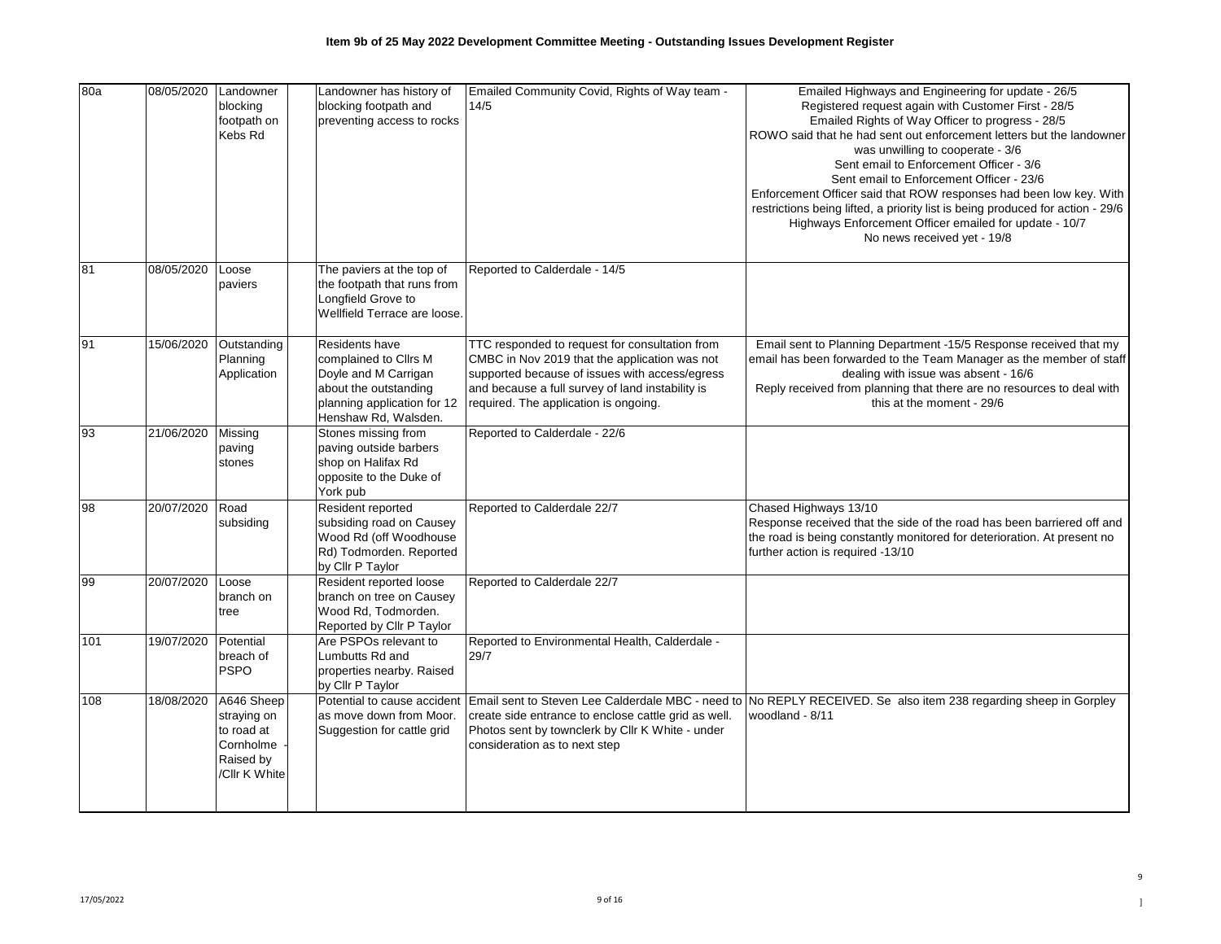# Item 9b of 25 May 2022 Development Committee Meeting - Outstanding Issues Development Register

| | | | | | | |
|---|---|---|---|---|---|---|
| 80a | 08/05/2020 | Landowner blocking footpath on Kebs Rd | | Landowner has history of blocking footpath and preventing access to rocks | Emailed Community Covid, Rights of Way team - 14/5 | Emailed Highways and Engineering for update - 26/5<br>Registered request again with Customer First - 28/5<br>Emailed Rights of Way Officer to progress - 28/5<br>ROWO said that he had sent out enforcement letters but the landowner was unwilling to cooperate - 3/6<br>Sent email to Enforcement Officer - 3/6<br>Sent email to Enforcement Officer - 23/6<br>Enforcement Officer said that ROW responses had been low key. With restrictions being lifted, a priority list is being produced for action - 29/6<br>Highways Enforcement Officer emailed for update - 10/7<br>No news received yet - 19/8 |
| 81 | 08/05/2020 | Loose paviers | | The paviers at the top of the footpath that runs from Longfield Grove to Wellfield Terrace are loose. | Reported to Calderdale - 14/5 | |
| 91 | 15/06/2020 | Outstanding Planning Application | | Residents have complained to Cllrs M Doyle and M Carrigan about the outstanding planning application for 12 Henshaw Rd, Walsden. | TTC responded to request for consultation from CMBC in Nov 2019 that the application was not supported because of issues with access/egress and because a full survey of land instability is required. The application is ongoing. | Email sent to Planning Department -15/5 Response received that my email has been forwarded to the Team Manager as the member of staff dealing with issue was absent - 16/6<br>Reply received from planning that there are no resources to deal with this at the moment - 29/6 |
| 93 | 21/06/2020 | Missing paving stones | | Stones missing from paving outside barbers shop on Halifax Rd opposite to the Duke of York pub | Reported to Calderdale - 22/6 | |
| 98 | 20/07/2020 | Road subsiding | | Resident reported subsiding road on Causey Wood Rd (off Woodhouse Rd) Todmorden. Reported by Cllr P Taylor | Reported to Calderdale 22/7 | Chased Highways 13/10<br>Response received that the side of the road has been barriered off and the road is being constantly monitored for deterioration. At present no further action is required -13/10 |
| 99 | 20/07/2020 | Loose branch on tree | | Resident reported loose branch on tree on Causey Wood Rd, Todmorden. Reported by Cllr P Taylor | Reported to Calderdale 22/7 | |
| 101 | 19/07/2020 | Potential breach of PSPO | | Are PSPOs relevant to Lumbutts Rd and properties nearby. Raised by Cllr P Taylor | Reported to Environmental Health, Calderdale - 29/7 | |
| 108 | 18/08/2020 | A646 Sheep straying on to road at Cornholme - Raised by /Cllr K White | | Potential to cause accident as move down from Moor. Suggestion for cattle grid | Email sent to Steven Lee Calderdale MBC - need to create side entrance to enclose cattle grid as well. Photos sent by townclerk by Cllr K White - under consideration as to next step | No REPLY RECEIVED. Se also item 238 regarding sheep in Gorpley woodland - 8/11 |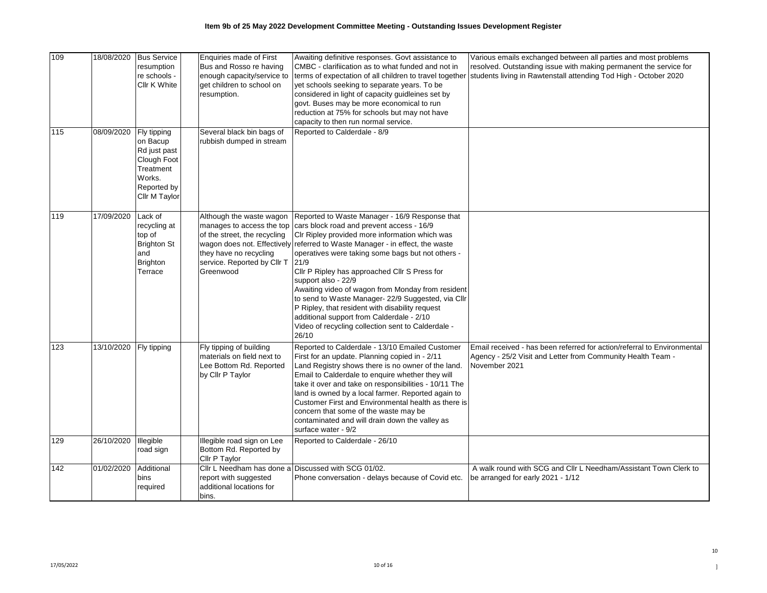# Item 9b of 25 May 2022 Development Committee Meeting - Outstanding Issues Development Register

| | | | | | | |
|---|---|---|---|---|---|---|
| 109 | 18/08/2020 | Bus Service resumption re schools - Cllr K White | | Enquiries made of First Bus and Rosso re having enough capacity/service to get children to school on resumption. | Awaiting definitive responses. Govt assistance to CMBC - clarifiication as to what funded and not in terms of expectation of all children to travel together yet schools seeking to separate years. To be considered in light of capacity guidleines set by govt. Buses may be more economical to run reduction at 75% for schools but may not have capacity to then run normal service. | Various emails exchanged between all parties and most problems resolved. Outstanding issue with making permanent the service for students living in Rawtenstall attending Tod High - October 2020 |
| 115 | 08/09/2020 | Fly tipping on Bacup Rd just past Clough Foot Treatment Works. Reported by Cllr M Taylor | | Several black bin bags of rubbish dumped in stream | Reported to Calderdale - 8/9 | |
| 119 | 17/09/2020 | Lack of recycling at top of Brighton St and Brighton Terrace | | Although the waste wagon manages to access the top of the street, the recycling wagon does not. Effectively they have no recycling service. Reported by Cllr T Greenwood | Reported to Waste Manager - 16/9 Response that cars block road and prevent access - 16/9<br>Clr Ripley provided more information which was referred to Waste Manager - in effect, the waste operatives were taking some bags but not others - 21/9<br>Cllr P Ripley has approached Cllr S Press for support also - 22/9<br>Awaiting video of wagon from Monday from resident to send to Waste Manager- 22/9 Suggested, via Cllr P Ripley, that resident with disability request additional support from Calderdale - 2/10<br>Video of recycling collection sent to Calderdale - 26/10 | |
| 123 | 13/10/2020 | Fly tipping | | Fly tipping of building materials on field next to Lee Bottom Rd. Reported by Cllr P Taylor | Reported to Calderdale - 13/10 Emailed Customer First for an update. Planning copied in - 2/11<br>Land Registry shows there is no owner of the land. Email to Calderdale to enquire whether they will take it over and take on responsibilities - 10/11 The land is owned by a local farmer. Reported again to Customer First and Environmental health as there is concern that some of the waste may be contaminated and will drain down the valley as surface water - 9/2 | Email received - has been referred for action/referral to Environmental Agency - 25/2 Visit and Letter from Community Health Team - November 2021 |
| 129 | 26/10/2020 | Illegible road sign | | Illegible road sign on Lee Bottom Rd. Reported by Cllr P Taylor | Reported to Calderdale - 26/10 | |
| 142 | 01/02/2020 | Additional bins required | | Cllr L Needham has done a report with suggested additional locations for bins. | Discussed with SCG 01/02.<br>Phone conversation - delays because of Covid etc. | A walk round with SCG and Cllr L Needham/Assistant Town Clerk to be arranged for early 2021 - 1/12 |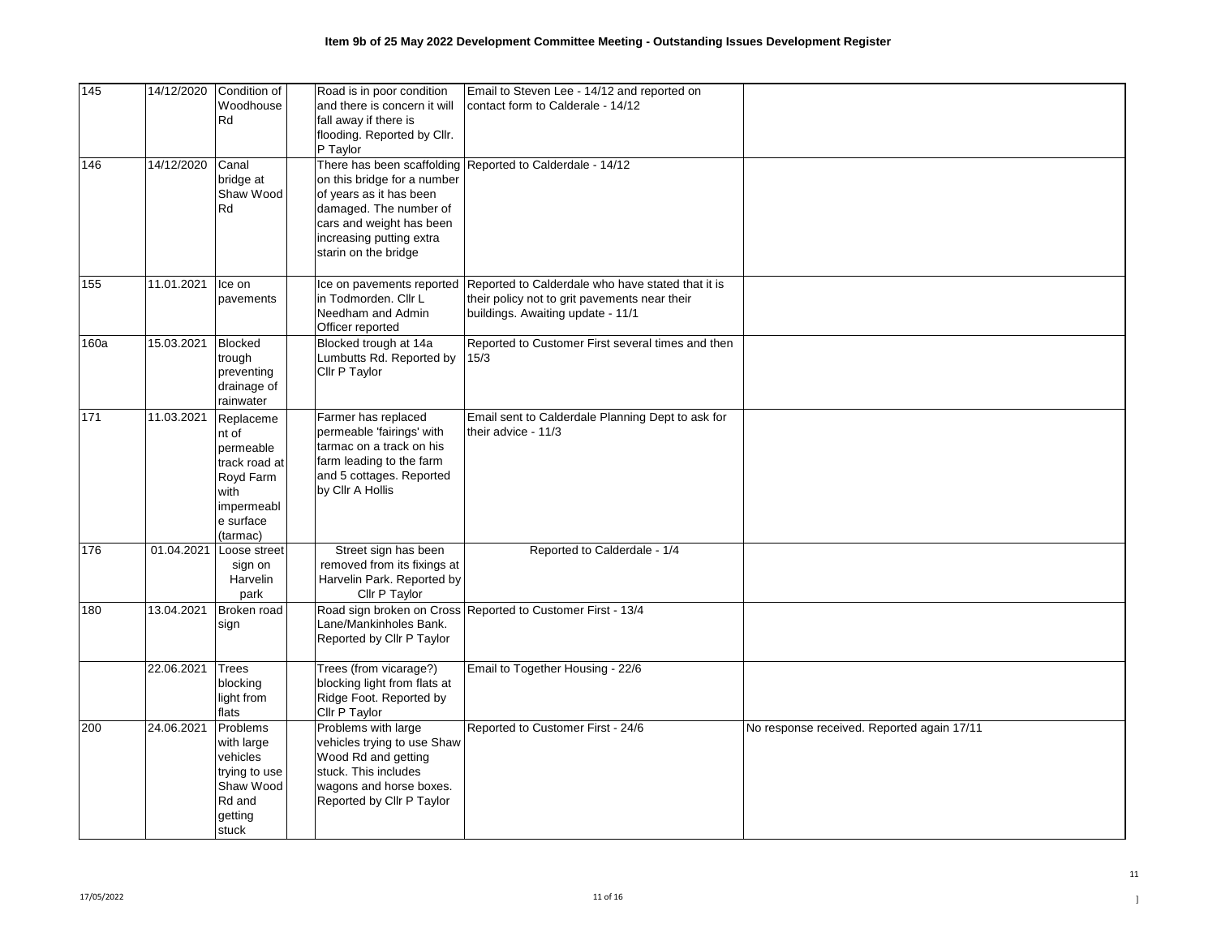**Item 9b of 25 May 2022 Development Committee Meeting - Outstanding Issues Development Register**

| | | | | | | |
|---|---|---|---|---|---|---|
| 145 | 14/12/2020 | Condition of Woodhouse Rd | | Road is in poor condition and there is concern it will fall away if there is flooding. Reported by Cllr. P Taylor | Email to Steven Lee - 14/12 and reported on contact form to Calderale - 14/12 | |
| 146 | 14/12/2020 | Canal bridge at Shaw Wood Rd | | There has been scaffolding on this bridge for a number of years as it has been damaged. The number of cars and weight has been increasing putting extra starin on the bridge | Reported to Calderdale - 14/12 | |
| 155 | 11.01.2021 | Ice on pavements | | Ice on pavements reported in Todmorden. Cllr L Needham and Admin Officer reported | Reported to Calderdale who have stated that it is their policy not to grit pavements near their buildings. Awaiting update - 11/1 | |
| 160a | 15.03.2021 | Blocked trough preventing drainage of rainwater | | Blocked trough at 14a Lumbutts Rd. Reported by Cllr P Taylor | Reported to Customer First several times and then 15/3 | |
| 171 | 11.03.2021 | Replacement of permeable track road at Royd Farm with impermeable surface (tarmac) | | Farmer has replaced permeable 'fairings' with tarmac on a track on his farm leading to the farm and 5 cottages. Reported by Cllr A Hollis | Email sent to Calderdale Planning Dept to ask for their advice - 11/3 | |
| 176 | 01.04.2021 | Loose street sign on Harvelin park | | Street sign has been removed from its fixings at Harvelin Park. Reported by Cllr P Taylor | Reported to Calderdale - 1/4 | |
| 180 | 13.04.2021 | Broken road sign | | Road sign broken on Cross Lane/Mankinholes Bank. Reported by Cllr P Taylor | Reported to Customer First - 13/4 | |
| | 22.06.2021 | Trees blocking light from flats | | Trees (from vicarage?) blocking light from flats at Ridge Foot. Reported by Cllr P Taylor | Email to Together Housing - 22/6 | |
| 200 | 24.06.2021 | Problems with large vehicles trying to use Shaw Wood Rd and getting stuck | | Problems with large vehicles trying to use Shaw Wood Rd and getting stuck. This includes wagons and horse boxes. Reported by Cllr P Taylor | Reported to Customer First - 24/6 | No response received. Reported again 17/11 |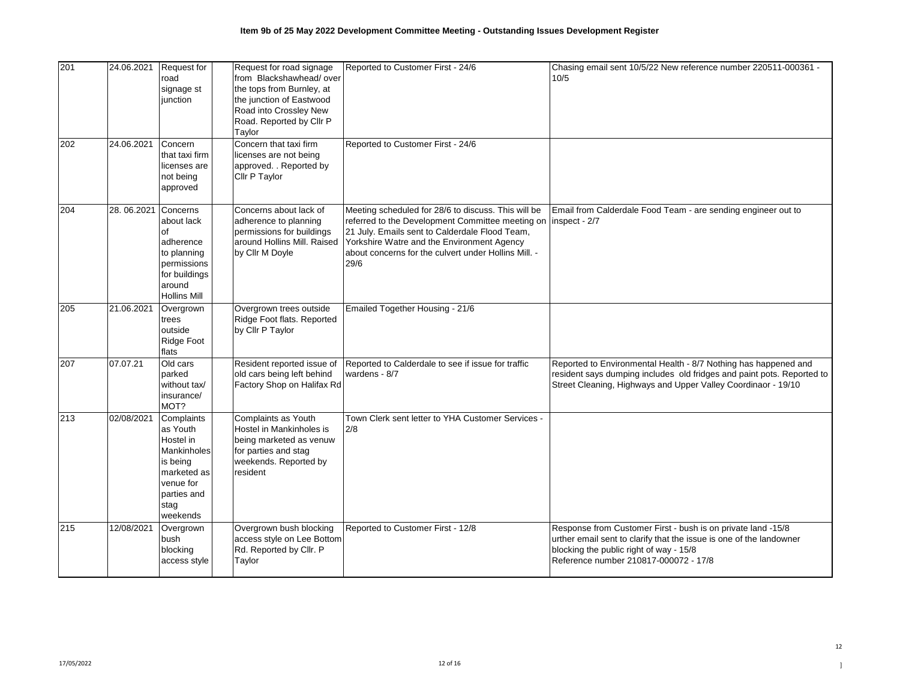**Item 9b of 25 May 2022 Development Committee Meeting - Outstanding Issues Development Register**

| | | | | | | |
|---|---|---|---|---|---|---|
| 201 | 24.06.2021 | Request for road signage st junction | | Request for road signage from Blackshawhead/ over the tops from Burnley, at the junction of Eastwood Road into Crossley New Road. Reported by Cllr P Taylor | Reported to Customer First - 24/6 | Chasing email sent 10/5/22 New reference number 220511-000361 - 10/5 |
| 202 | 24.06.2021 | Concern that taxi firm licenses are not being approved | | Concern that taxi firm licenses are not being approved. . Reported by Cllr P Taylor | Reported to Customer First - 24/6 | |
| 204 | 28. 06.2021 | Concerns about lack of adherence to planning permissions for buildings around Hollins Mill | | Concerns about lack of adherence to planning permissions for buildings around Hollins Mill. Raised by Cllr M Doyle | Meeting scheduled for 28/6 to discuss. This will be referred to the Development Committee meeting on 21 July. Emails sent to Calderdale Flood Team, Yorkshire Watre and the Environment Agency about concerns for the culvert under Hollins Mill. - 29/6 | Email from Calderdale Food Team - are sending engineer out to inspect - 2/7 |
| 205 | 21.06.2021 | Overgrown trees outside Ridge Foot flats | | Overgrown trees outside Ridge Foot flats. Reported by Cllr P Taylor | Emailed Together Housing - 21/6 | |
| 207 | 07.07.21 | Old cars parked without tax/ insurance/ MOT? | | Resident reported issue of old cars being left behind Factory Shop on Halifax Rd | Reported to Calderdale to see if issue for traffic wardens - 8/7 | Reported to Environmental Health - 8/7 Nothing has happened and resident says dumping includes old fridges and paint pots. Reported to Street Cleaning, Highways and Upper Valley Coordinaor - 19/10 |
| 213 | 02/08/2021 | Complaints as Youth Hostel in Mankinholes is being marketed as venue for parties and stag weekends | | Complaints as Youth Hostel in Mankinholes is being marketed as venuw for parties and stag weekends. Reported by resident | Town Clerk sent letter to YHA Customer Services - 2/8 | |
| 215 | 12/08/2021 | Overgrown bush blocking access style | | Overgrown bush blocking access style on Lee Bottom Rd. Reported by Cllr. P Taylor | Reported to Customer First - 12/8 | Response from Customer First - bush is on private land -15/8<br>urther email sent to clarify that the issue is one of the landowner blocking the public right of way - 15/8<br>Reference number 210817-000072 - 17/8 |

17/05/2022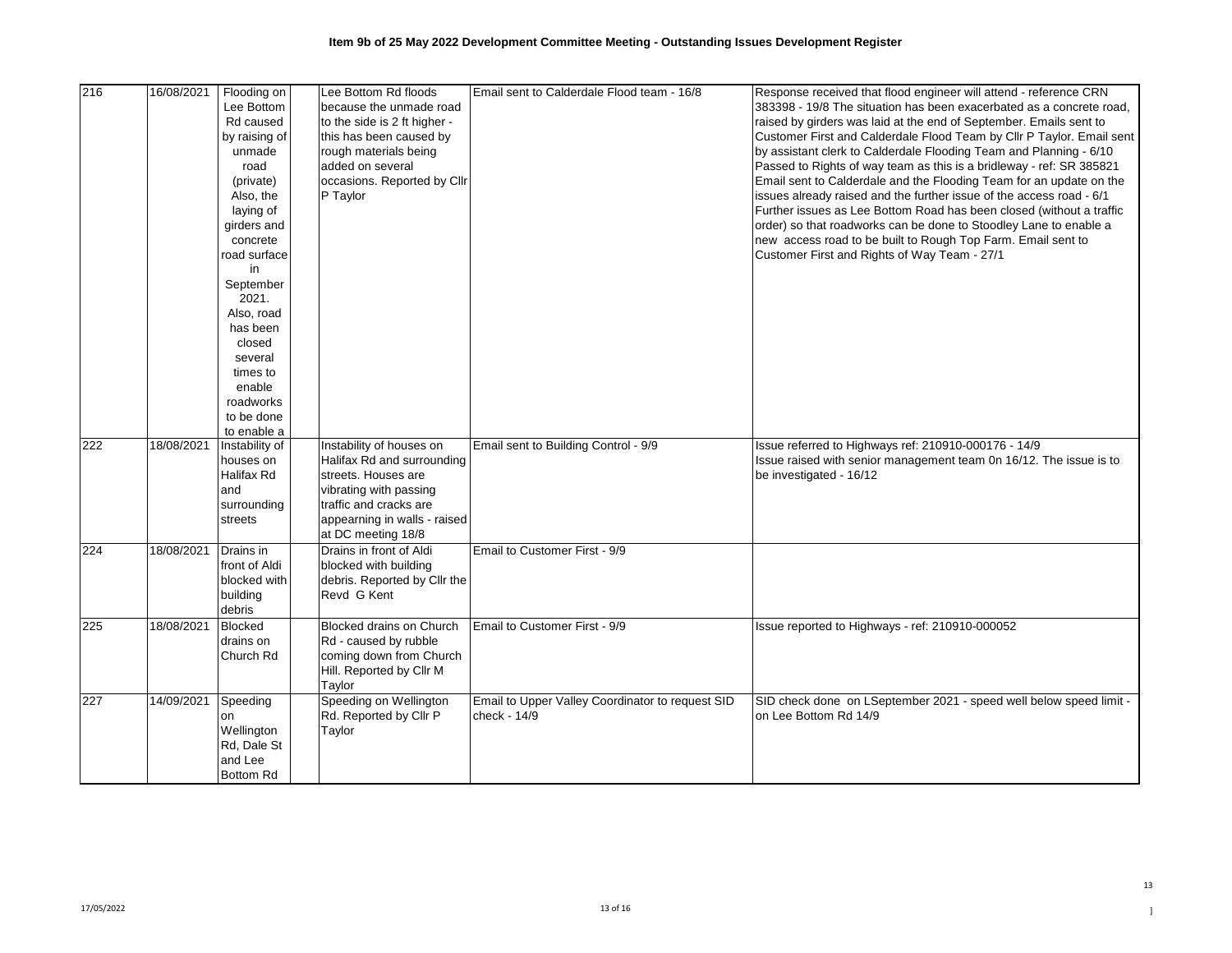# Item 9b of 25 May 2022 Development Committee Meeting - Outstanding Issues Development Register

| | | | | | | |
|---|---|---|---|---|---|---|
| 216 | 16/08/2021 | Flooding on Lee Bottom Rd caused by raising of unmade road (private) Also, the laying of girders and concrete road surface in September 2021. Also, road has been closed several times to enable roadworks to be done to enable a | | Lee Bottom Rd floods because the unmade road to the side is 2 ft higher - this has been caused by rough materials being added on several occasions. Reported by Cllr P Taylor | Email sent to Calderdale Flood team - 16/8 | Response received that flood engineer will attend - reference CRN 383398 - 19/8 The situation has been exacerbated as a concrete road, raised by girders was laid at the end of September. Emails sent to Customer First and Calderdale Flood Team by Cllr P Taylor. Email sent by assistant clerk to Calderdale Flooding Team and Planning - 6/10 Passed to Rights of way team as this is a bridleway - ref: SR 385821 Email sent to Calderdale and the Flooding Team for an update on the issues already raised and the further issue of the access road - 6/1 Further issues as Lee Bottom Road has been closed (without a traffic order) so that roadworks can be done to Stoodley Lane to enable a new access road to be built to Rough Top Farm. Email sent to Customer First and Rights of Way Team - 27/1 |
| 222 | 18/08/2021 | Instability of houses on Halifax Rd and surrounding streets | | Instability of houses on Halifax Rd and surrounding streets. Houses are vibrating with passing traffic and cracks are appearning in walls - raised at DC meeting 18/8 | Email sent to Building Control - 9/9 | Issue referred to Highways ref: 210910-000176 - 14/9 Issue raised with senior management team 0n 16/12. The issue is to be investigated - 16/12 |
| 224 | 18/08/2021 | Drains in front of Aldi blocked with building debris | | Drains in front of Aldi blocked with building debris. Reported by Cllr the Revd G Kent | Email to Customer First - 9/9 | |
| 225 | 18/08/2021 | Blocked drains on Church Rd | | Blocked drains on Church Rd - caused by rubble coming down from Church Hill. Reported by Cllr M Taylor | Email to Customer First - 9/9 | Issue reported to Highways - ref: 210910-000052 |
| 227 | 14/09/2021 | Speeding on Wellington Rd, Dale St and Lee Bottom Rd | | Speeding on Wellington Rd. Reported by Cllr P Taylor | Email to Upper Valley Coordinator to request SID check - 14/9 | SID check done on LSeptember 2021 - speed well below speed limit - on Lee Bottom Rd 14/9 |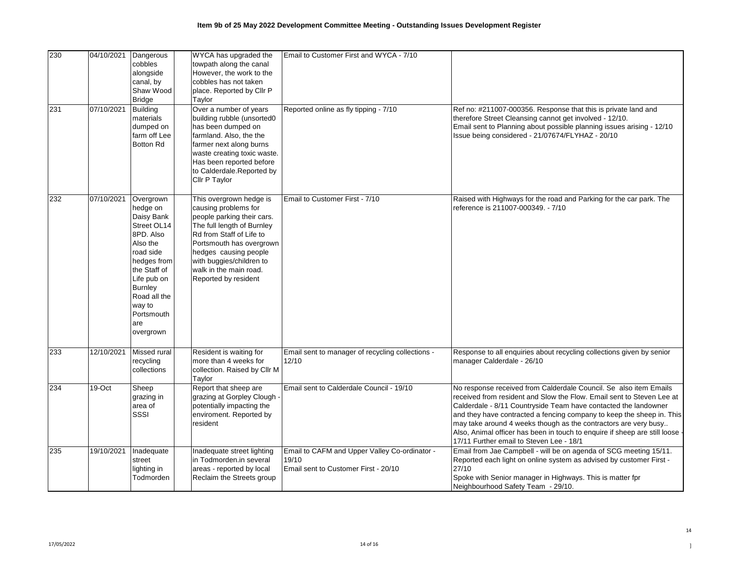**Item 9b of 25 May 2022 Development Committee Meeting - Outstanding Issues Development Register**

| | | | | | | |
|---|---|---|---|---|---|---|
| 230 | 04/10/2021 | Dangerous cobbles alongside canal, by Shaw Wood Bridge | | WYCA has upgraded the towpath along the canal However, the work to the cobbles has not taken place. Reported by Cllr P Taylor | Email to Customer First and WYCA - 7/10 | |
| 231 | 07/10/2021 | Building materials dumped on farm off Lee Botton Rd | | Over a number of years building rubble (unsorted0 has been dumped on farmland. Also, the the farmer next along burns waste creating toxic waste. Has been reported before to Calderdale.Reported by Cllr P Taylor | Reported online as fly tipping - 7/10 | Ref no: #211007-000356. Response that this is private land and therefore Street Cleansing cannot get involved - 12/10. Email sent to Planning about possible planning issues arising - 12/10 Issue being considered - 21/07674/FLYHAZ - 20/10 |
| 232 | 07/10/2021 | Overgrown hedge on Daisy Bank Street OL14 8PD. Also Also the road side hedges from the Staff of Life pub on Burnley Road all the way to Portsmouth are overgrown | | This overgrown hedge is causing problems for people parking their cars. The full length of Burnley Rd from Staff of Life to Portsmouth has overgrown hedges causing people with buggies/children to walk in the main road. Reported by resident | Email to Customer First - 7/10 | Raised with Highways for the road and Parking for the car park. The reference is 211007-000349. - 7/10 |
| 233 | 12/10/2021 | Missed rural recycling collections | | Resident is waiting for more than 4 weeks for collection. Raised by Cllr M Taylor | Email sent to manager of recycling collections - 12/10 | Response to all enquiries about recycling collections given by senior manager Calderdale - 26/10 |
| 234 | 19-Oct | Sheep grazing in area of SSSI | | Report that sheep are grazing at Gorpley Clough - potentially impacting the enviroment. Reported by resident | Email sent to Calderdale Council - 19/10 | No response received from Calderdale Council. Se also item Emails received from resident and Slow the Flow. Email sent to Steven Lee at Calderdale - 8/11 Countryside Team have contacted the landowner and they have contracted a fencing company to keep the sheep in. This may take around 4 weeks though as the contractors are very busy.. Also, Animal officer has been in touch to enquire if sheep are still loose - 17/11 Further email to Steven Lee - 18/1 |
| 235 | 19/10/2021 | Inadequate street lighting in Todmorden | | Inadequate street lighting in Todmorden.in several areas - reported by local Reclaim the Streets group | Email to CAFM and Upper Valley Co-ordinator - 19/10<br>Email sent to Customer First - 20/10 | Email from Jae Campbell - will be on agenda of SCG meeting 15/11. Reported each light on online system as advised by customer First - 27/10<br>Spoke with Senior manager in Highways. This is matter fpr Neighbourhood Safety Team - 29/10. |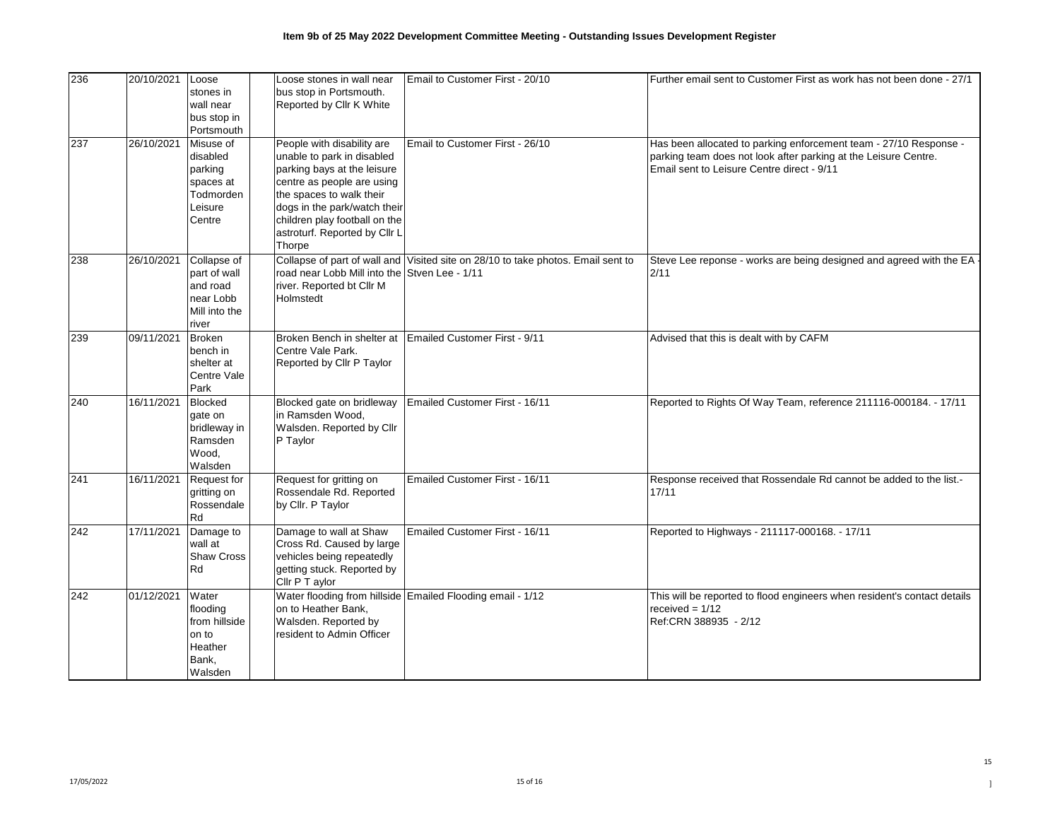**Item 9b of 25 May 2022 Development Committee Meeting - Outstanding Issues Development Register**

| | | | | | | |
|---|---|---|---|---|---|---|
| 236 | 20/10/2021 | Loose stones in wall near bus stop in Portsmouth | | Loose stones in wall near bus stop in Portsmouth. Reported by Cllr K White | Email to Customer First - 20/10 | Further email sent to Customer First as work has not been done - 27/1 |
| 237 | 26/10/2021 | Misuse of disabled parking spaces at Todmorden Leisure Centre | | People with disability are unable to park in disabled parking bays at the leisure centre as people are using the spaces to walk their dogs in the park/watch their children play football on the astroturf. Reported by Cllr L Thorpe | Email to Customer First - 26/10 | Has been allocated to parking enforcement team - 27/10 Response - parking team does not look after parking at the Leisure Centre. Email sent to Leisure Centre direct - 9/11 |
| 238 | 26/10/2021 | Collapse of part of wall and road near Lobb Mill into the river | | Collapse of part of wall and road near Lobb Mill into the river. Reported bt Cllr M Holmstedt | Visited site on 28/10 to take photos. Email sent to Stven Lee - 1/11 | Steve Lee reponse - works are being designed and agreed with the EA - 2/11 |
| 239 | 09/11/2021 | Broken bench in shelter at Centre Vale Park | | Broken Bench in shelter at Centre Vale Park. Reported by Cllr P Taylor | Emailed Customer First - 9/11 | Advised that this is dealt with by CAFM |
| 240 | 16/11/2021 | Blocked gate on bridleway in Ramsden Wood, Walsden | | Blocked gate on bridleway in Ramsden Wood, Walsden. Reported by Cllr P Taylor | Emailed Customer First - 16/11 | Reported to Rights Of Way Team, reference 211116-000184. - 17/11 |
| 241 | 16/11/2021 | Request for gritting on Rossendale Rd | | Request for gritting on Rossendale Rd. Reported by Cllr. P Taylor | Emailed Customer First - 16/11 | Response received that Rossendale Rd cannot be added to the list.- 17/11 |
| 242 | 17/11/2021 | Damage to wall at Shaw Cross Rd | | Damage to wall at Shaw Cross Rd. Caused by large vehicles being repeatedly getting stuck. Reported by Cllr P T aylor | Emailed Customer First - 16/11 | Reported to Highways - 211117-000168. - 17/11 |
| 242 | 01/12/2021 | Water flooding from hillside on to Heather Bank, Walsden | | Water flooding from hillside on to Heather Bank, Walsden. Reported by resident to Admin Officer | Emailed Flooding email - 1/12 | This will be reported to flood engineers when resident's contact details received = 1/12<br>Ref:CRN 388935 - 2/12 |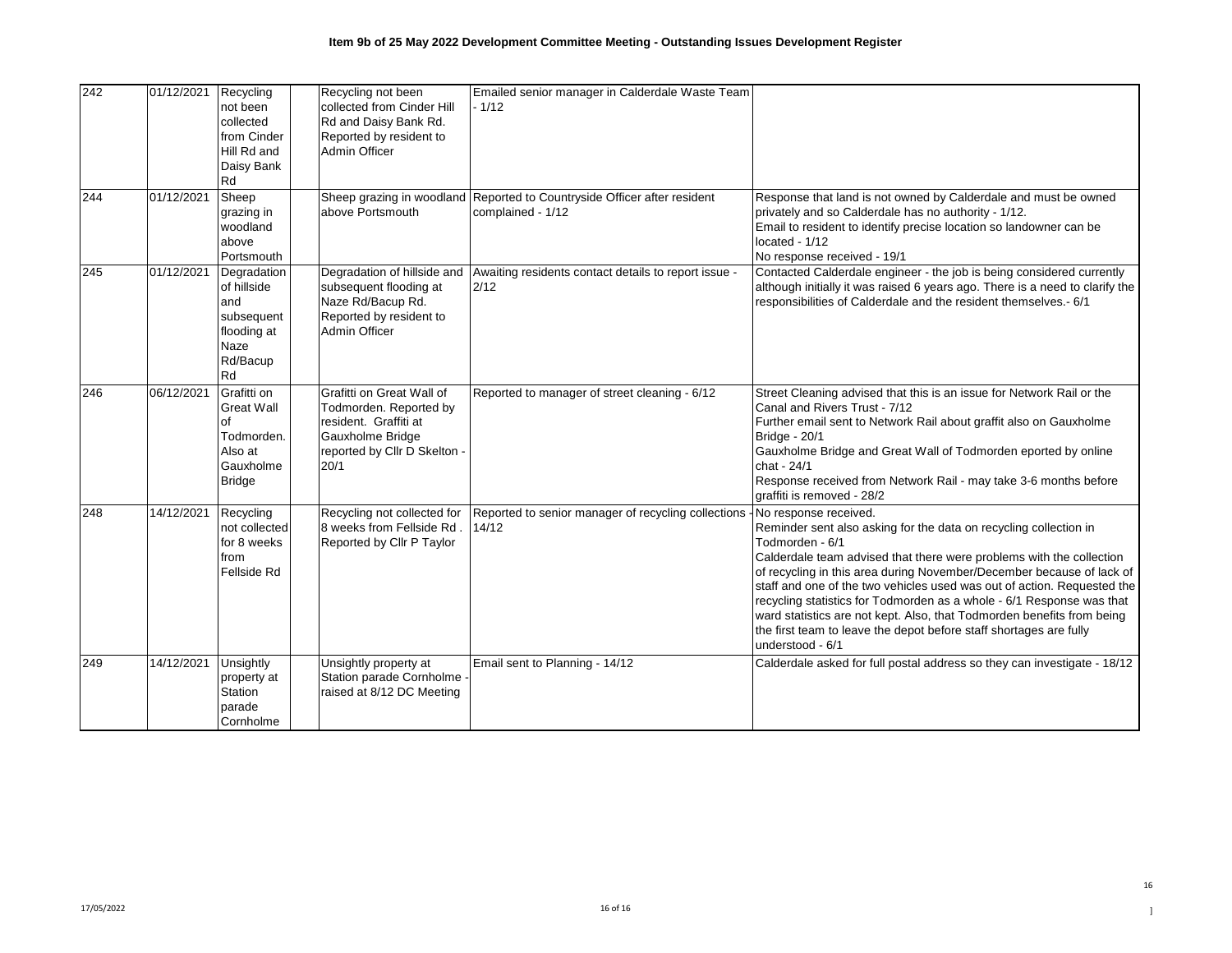**Item 9b of 25 May 2022 Development Committee Meeting - Outstanding Issues Development Register**

| | | | | | | |
|---|---|---|---|---|---|---|
| 242 | 01/12/2021 | Recycling not been collected from Cinder Hill Rd and Daisy Bank Rd | | Recycling not been collected from Cinder Hill Rd and Daisy Bank Rd. Reported by resident to Admin Officer | Emailed senior manager in Calderdale Waste Team - 1/12 | |
| 244 | 01/12/2021 | Sheep grazing in woodland above Portsmouth | | Sheep grazing in woodland above Portsmouth | Reported to Countryside Officer after resident complained - 1/12 | Response that land is not owned by Calderdale and must be owned privately and so Calderdale has no authority - 1/12.<br>Email to resident to identify precise location so landowner can be located - 1/12<br>No response received - 19/1 |
| 245 | 01/12/2021 | Degradation of hillside and subsequent flooding at Naze Rd/Bacup Rd | | Degradation of hillside and subsequent flooding at Naze Rd/Bacup Rd. Reported by resident to Admin Officer | Awaiting residents contact details to report issue - 2/12 | Contacted Calderdale engineer - the job is being considered currently although initially it was raised 6 years ago. There is a need to clarify the responsibilities of Calderdale and the resident themselves.- 6/1 |
| 246 | 06/12/2021 | Grafitti on Great Wall of Todmorden. Also at Gauxholme Bridge | | Grafitti on Great Wall of Todmorden. Reported by resident. Graffiti at Gauxholme Bridge reported by Cllr D Skelton - 20/1 | Reported to manager of street cleaning - 6/12 | Street Cleaning advised that this is an issue for Network Rail or the Canal and Rivers Trust - 7/12<br>Further email sent to Network Rail about graffit also on Gauxholme Bridge - 20/1<br>Gauxholme Bridge and Great Wall of Todmorden eported by online chat - 24/1<br>Response received from Network Rail - may take 3-6 months before graffiti is removed - 28/2 |
| 248 | 14/12/2021 | Recycling not collected for 8 weeks from Fellside Rd | | Recycling not collected for 8 weeks from Fellside Rd . Reported by Cllr P Taylor | Reported to senior manager of recycling collections - 14/12 | No response received.<br>Reminder sent also asking for the data on recycling collection in Todmorden - 6/1<br>Calderdale team advised that there were problems with the collection of recycling in this area during November/December because of lack of staff and one of the two vehicles used was out of action. Requested the recycling statistics for Todmorden as a whole - 6/1 Response was that ward statistics are not kept. Also, that Todmorden benefits from being the first team to leave the depot before staff shortages are fully understood - 6/1 |
| 249 | 14/12/2021 | Unsightly property at Station parade Cornholme | | Unsightly property at Station parade Cornholme - raised at 8/12 DC Meeting | Email sent to Planning - 14/12 | Calderdale asked for full postal address so they can investigate - 18/12 |

17/05/2022